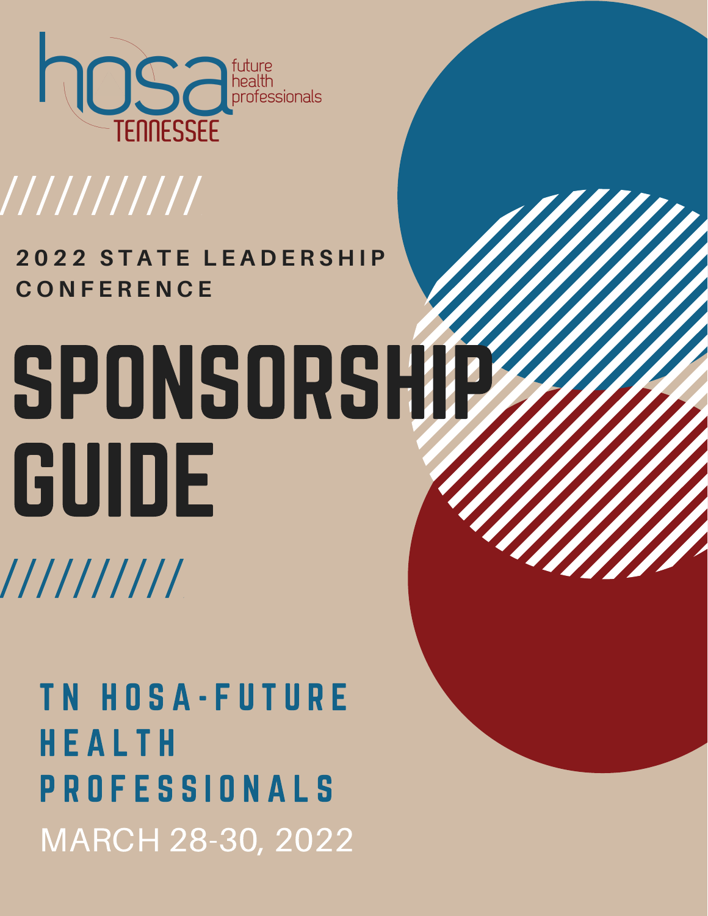hosa future health professionals

TENNESSEE

2022 STATE LEADERSHIP CONFERENCE

# SPONSORSHIP GUIDE

## TN HOSA-FUTURE HEALTH PROFESSIONALS

MARCH 28-30, 2022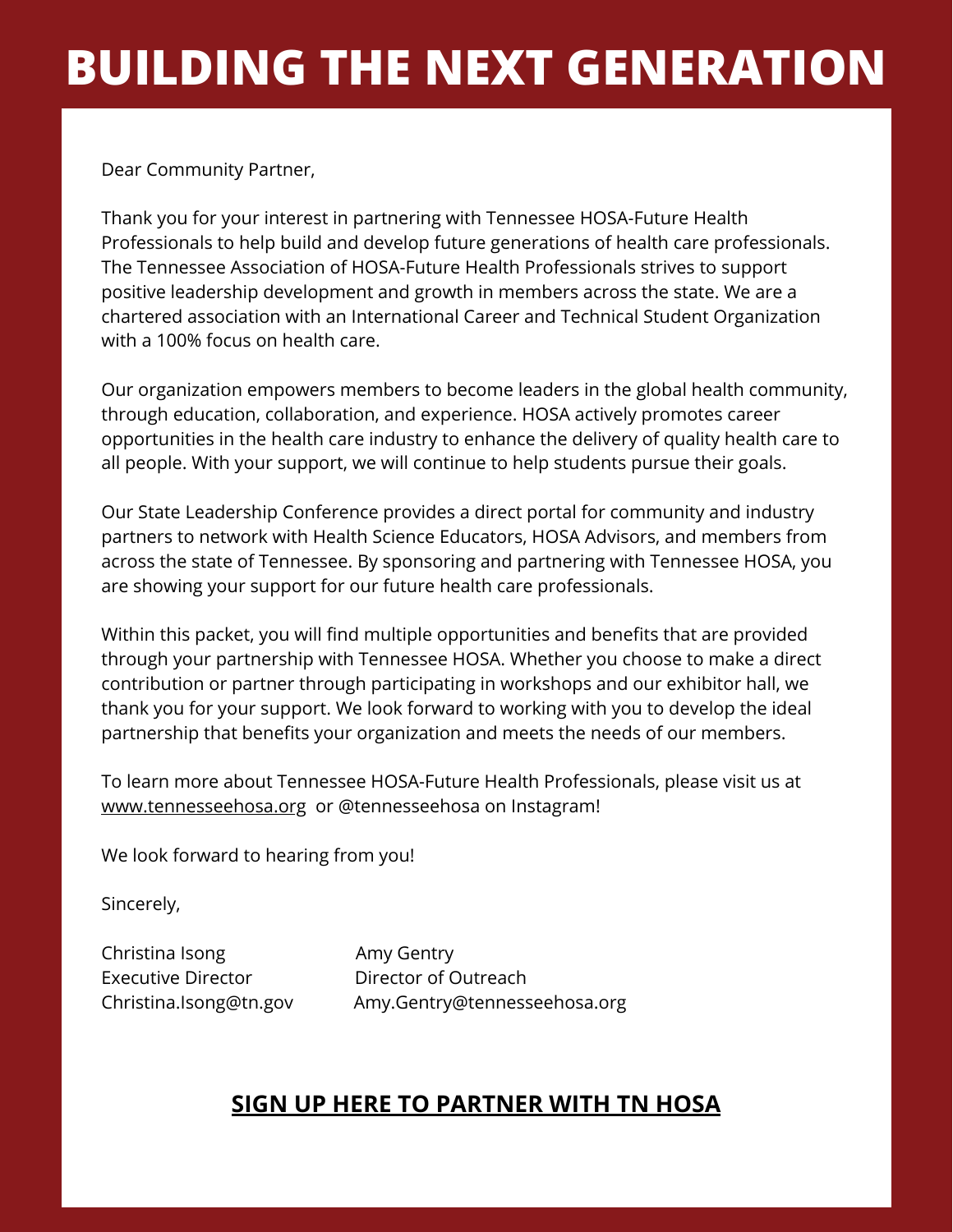# BUILDING THE NEXT GENERATION

Dear Community Partner,

Thank you for your interest in partnering with Tennessee HOSA-Future Health Professionals to help build and develop future generations of health care professionals. The Tennessee Association of HOSA-Future Health Professionals strives to support positive leadership development and growth in members across the state. We are a chartered association with an International Career and Technical Student Organization with a 100% focus on health care.

Our organization empowers members to become leaders in the global health community, through education, collaboration, and experience. HOSA actively promotes career opportunities in the health care industry to enhance the delivery of quality health care to all people. With your support, we will continue to help students pursue their goals.

Our State Leadership Conference provides a direct portal for community and industry partners to network with Health Science Educators, HOSA Advisors, and members from across the state of Tennessee. By sponsoring and partnering with Tennessee HOSA, you are showing your support for our future health care professionals.

Within this packet, you will find multiple opportunities and benefits that are provided through your partnership with Tennessee HOSA. Whether you choose to make a direct contribution or partner through participating in workshops and our exhibitor hall, we thank you for your support. We look forward to working with you to develop the ideal partnership that benefits your organization and meets the needs of our members.

To learn more about Tennessee HOSA-Future Health Professionals, please visit us at www.tennesseehosa.org or @tennesseehosa on Instagram!

We look forward to hearing from you!

Sincerely,

Christina Isong
Executive Director
Christina.Isong@tn.gov

Amy Gentry
Director of Outreach
Amy.Gentry@tennesseehosa.org

**SIGN UP HERE TO PARTNER WITH TN HOSA**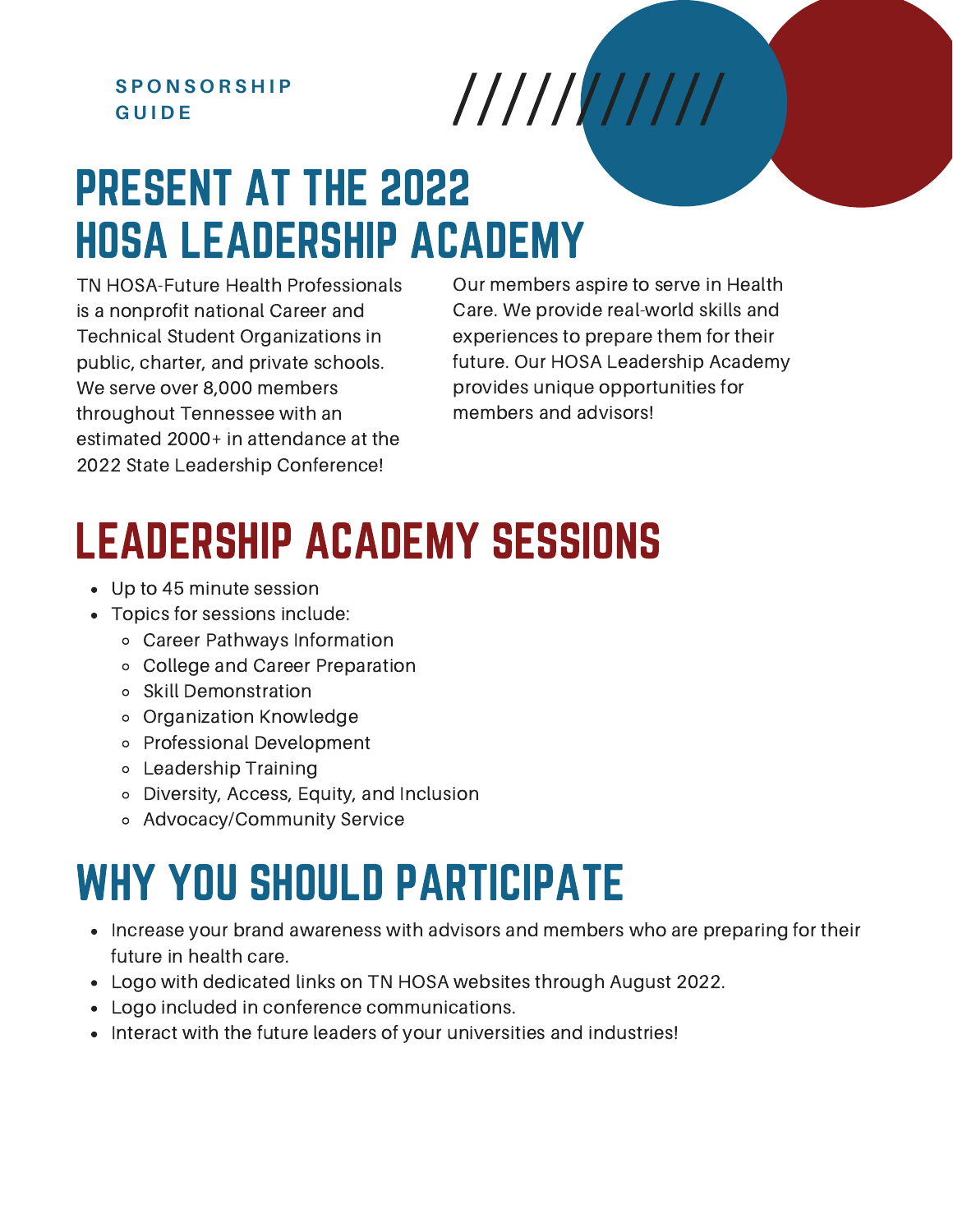**SPONSORSHIP GUIDE**

# PRESENT AT THE 2022 HOSA LEADERSHIP ACADEMY

TN HOSA-Future Health Professionals is a nonprofit national Career and Technical Student Organizations in public, charter, and private schools. We serve over 8,000 members throughout Tennessee with an estimated 2000+ in attendance at the 2022 State Leadership Conference!

Our members aspire to serve in Health Care. We provide real-world skills and experiences to prepare them for their future. Our HOSA Leadership Academy provides unique opportunities for members and advisors!

# LEADERSHIP ACADEMY SESSIONS

- Up to 45 minute session
- Topics for sessions include:
  - Career Pathways Information
  - College and Career Preparation
  - Skill Demonstration
  - Organization Knowledge
  - Professional Development
  - Leadership Training
  - Diversity, Access, Equity, and Inclusion
  - Advocacy/Community Service

# WHY YOU SHOULD PARTICIPATE

- Increase your brand awareness with advisors and members who are preparing for their future in health care.
- Logo with dedicated links on TN HOSA websites through August 2022.
- Logo included in conference communications.
- Interact with the future leaders of your universities and industries!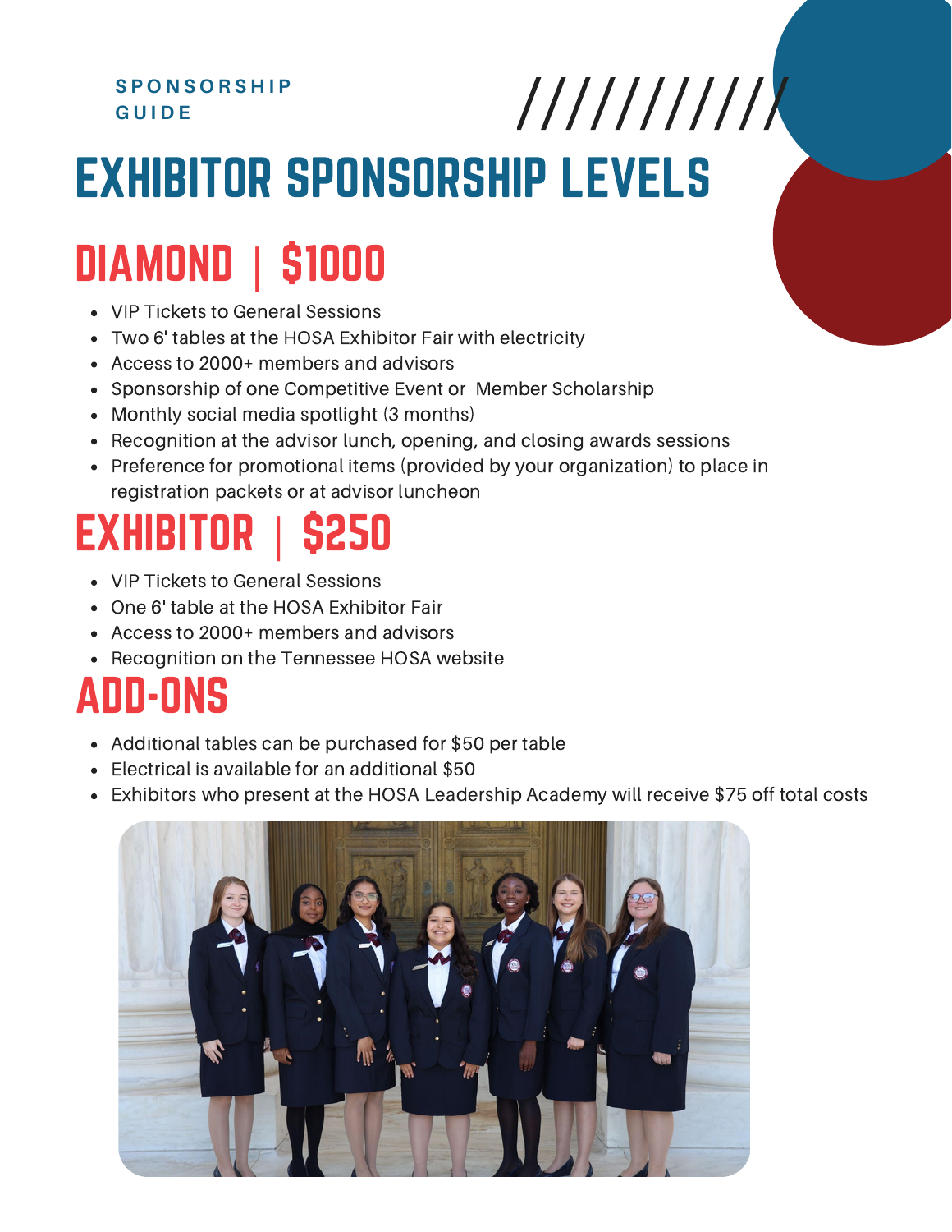SPONSORSHIP GUIDE

# EXHIBITOR SPONSORSHIP LEVELS

## DIAMOND | $1000

- VIP Tickets to General Sessions
- Two 6' tables at the HOSA Exhibitor Fair with electricity
- Access to 2000+ members and advisors
- Sponsorship of one Competitive Event or Member Scholarship
- Monthly social media spotlight (3 months)
- Recognition at the advisor lunch, opening, and closing awards sessions
- Preference for promotional items (provided by your organization) to place in registration packets or at advisor luncheon

## EXHIBITOR | $250

- VIP Tickets to General Sessions
- One 6' table at the HOSA Exhibitor Fair
- Access to 2000+ members and advisors
- Recognition on the Tennessee HOSA website

## ADD-ONS

- Additional tables can be purchased for $50 per table
- Electrical is available for an additional $50
- Exhibitors who present at the HOSA Leadership Academy will receive $75 off total costs